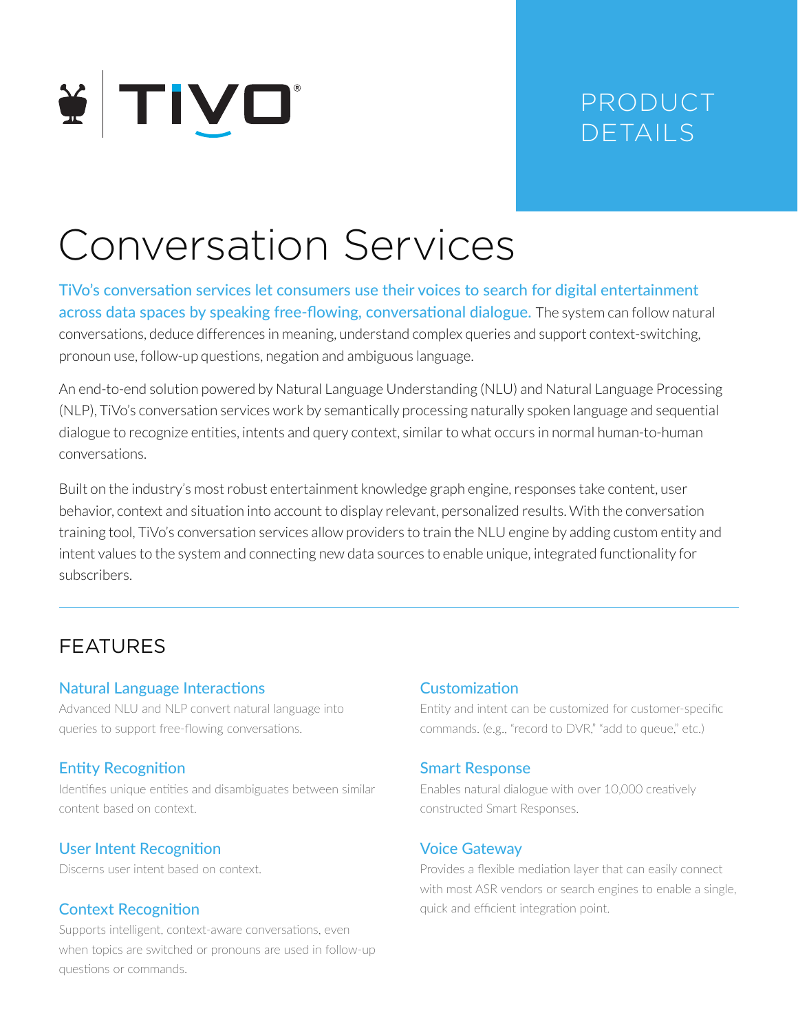TiVo®

PRODUCT DETAILS

# Conversation Services

TiVo's conversation services let consumers use their voices to search for digital entertainment across data spaces by speaking free-flowing, conversational dialogue. The system can follow natural conversations, deduce differences in meaning, understand complex queries and support context-switching, pronoun use, follow-up questions, negation and ambiguous language.

An end-to-end solution powered by Natural Language Understanding (NLU) and Natural Language Processing (NLP), TiVo's conversation services work by semantically processing naturally spoken language and sequential dialogue to recognize entities, intents and query context, similar to what occurs in normal human-to-human conversations.

Built on the industry's most robust entertainment knowledge graph engine, responses take content, user behavior, context and situation into account to display relevant, personalized results. With the conversation training tool, TiVo's conversation services allow providers to train the NLU engine by adding custom entity and intent values to the system and connecting new data sources to enable unique, integrated functionality for subscribers.

## FEATURES

### Natural Language Interactions

Advanced NLU and NLP convert natural language into queries to support free-flowing conversations.

### Entity Recognition

Identifies unique entities and disambiguates between similar content based on context.

### User Intent Recognition

Discerns user intent based on context.

### Context Recognition

Supports intelligent, context-aware conversations, even when topics are switched or pronouns are used in follow-up questions or commands.

### Customization

Entity and intent can be customized for customer-specific commands. (e.g., "record to DVR," "add to queue," etc.)

### Smart Response

Enables natural dialogue with over 10,000 creatively constructed Smart Responses.

### Voice Gateway

Provides a flexible mediation layer that can easily connect with most ASR vendors or search engines to enable a single, quick and efficient integration point.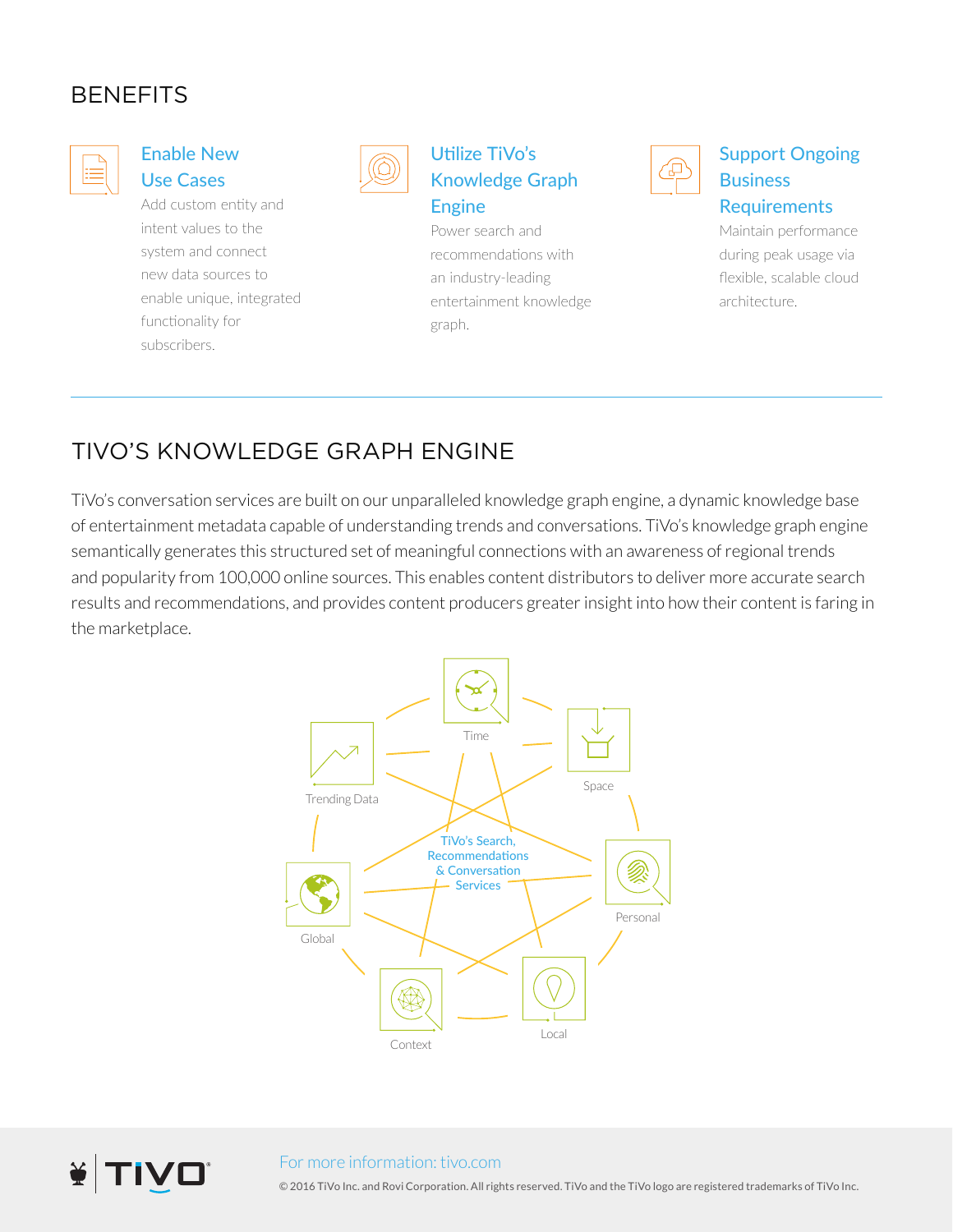## BENEFITS

### Enable New Use Cases

Add custom entity and intent values to the system and connect new data sources to enable unique, integrated functionality for subscribers.

### Utilize TiVo's Knowledge Graph Engine

Power search and recommendations with an industry-leading entertainment knowledge graph.

### Support Ongoing Business Requirements

Maintain performance during peak usage via flexible, scalable cloud architecture.

---

## TIVO'S KNOWLEDGE GRAPH ENGINE

TiVo's conversation services are built on our unparalleled knowledge graph engine, a dynamic knowledge base of entertainment metadata capable of understanding trends and conversations. TiVo's knowledge graph engine semantically generates this structured set of meaningful connections with an awareness of regional trends and popularity from 100,000 online sources. This enables content distributors to deliver more accurate search results and recommendations, and provides content producers greater insight into how their content is faring in the marketplace.

Time
Space
Trending Data
TiVo's Search, Recommendations & Conversation Services
Personal
Global
Context
Local

For more information: tivo.com

© 2016 TiVo Inc. and Rovi Corporation. All rights reserved. TiVo and the TiVo logo are registered trademarks of TiVo Inc.